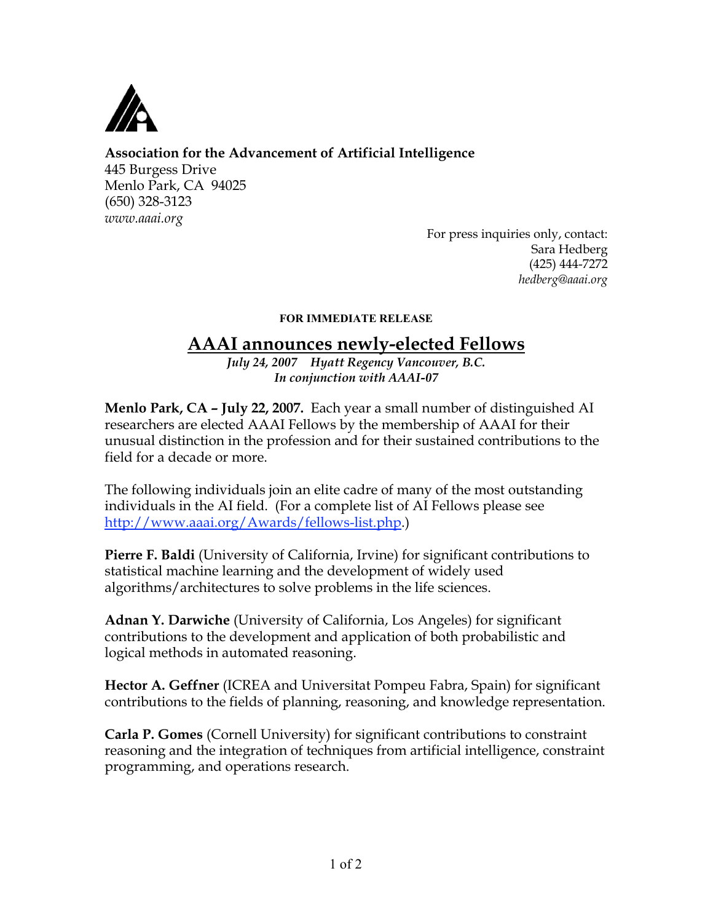**Association for the Advancement of Artificial Intelligence**
445 Burgess Drive
Menlo Park, CA 94025
(650) 328-3123
*www.aaai.org*

For press inquiries only, contact:
Sara Hedberg
(425) 444-7272
*hedberg@aaai.org*

**FOR IMMEDIATE RELEASE**

# AAAI announces newly-elected Fellows

***July 24, 2007 Hyatt Regency Vancouver, B.C.***
***In conjunction with AAAI-07***

**Menlo Park, CA – July 22, 2007.** Each year a small number of distinguished AI researchers are elected AAAI Fellows by the membership of AAAI for their unusual distinction in the profession and for their sustained contributions to the field for a decade or more.

The following individuals join an elite cadre of many of the most outstanding individuals in the AI field. (For a complete list of AI Fellows please see http://www.aaai.org/Awards/fellows-list.php.)

**Pierre F. Baldi** (University of California, Irvine) for significant contributions to statistical machine learning and the development of widely used algorithms/architectures to solve problems in the life sciences.

**Adnan Y. Darwiche** (University of California, Los Angeles) for significant contributions to the development and application of both probabilistic and logical methods in automated reasoning.

**Hector A. Geffner** (ICREA and Universitat Pompeu Fabra, Spain) for significant contributions to the fields of planning, reasoning, and knowledge representation.

**Carla P. Gomes** (Cornell University) for significant contributions to constraint reasoning and the integration of techniques from artificial intelligence, constraint programming, and operations research.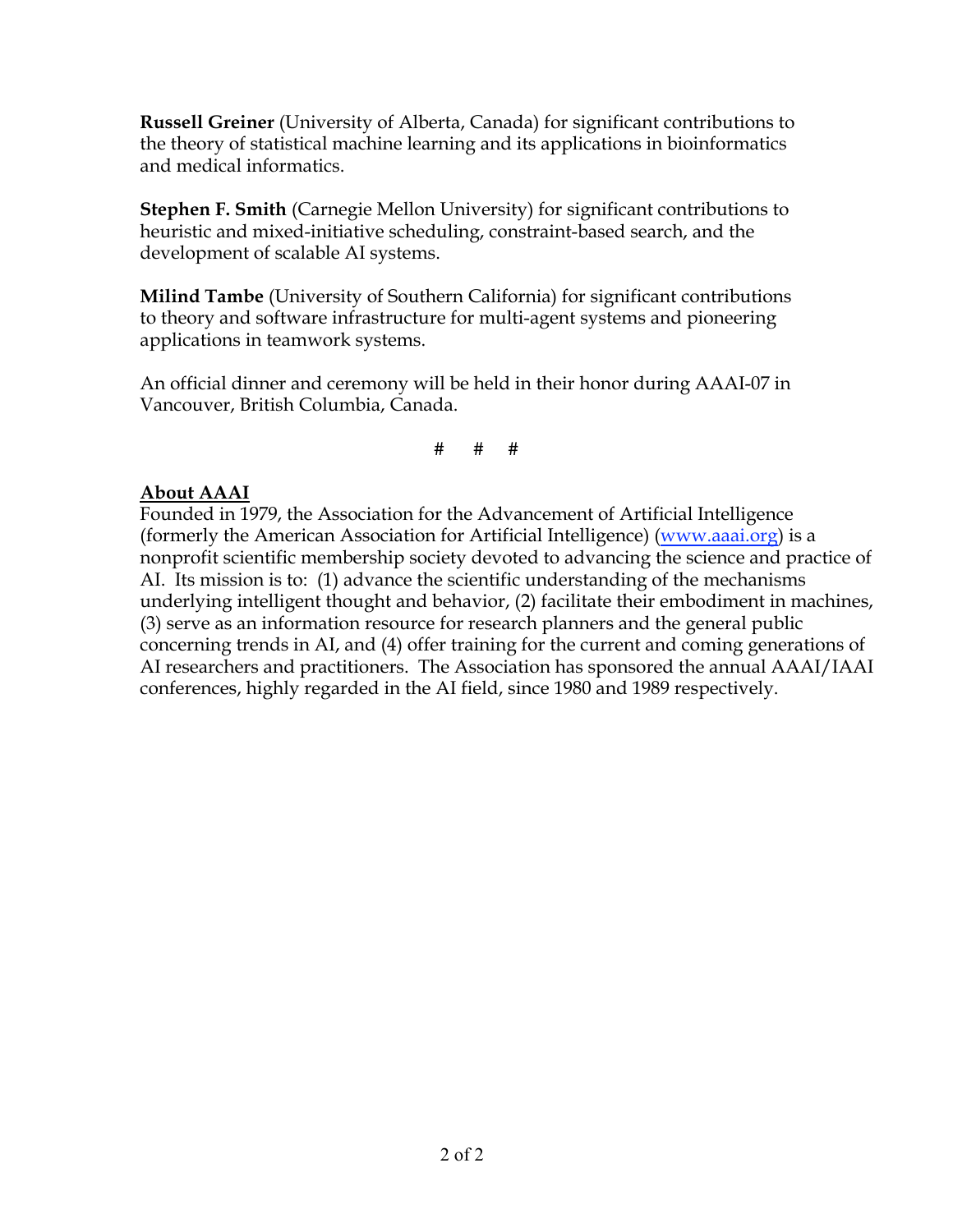**Russell Greiner** (University of Alberta, Canada) for significant contributions to the theory of statistical machine learning and its applications in bioinformatics and medical informatics.

**Stephen F. Smith** (Carnegie Mellon University) for significant contributions to heuristic and mixed-initiative scheduling, constraint-based search, and the development of scalable AI systems.

**Milind Tambe** (University of Southern California) for significant contributions to theory and software infrastructure for multi-agent systems and pioneering applications in teamwork systems.

An official dinner and ceremony will be held in their honor during AAAI-07 in Vancouver, British Columbia, Canada.

# # #

**About AAAI**

Founded in 1979, the Association for the Advancement of Artificial Intelligence (formerly the American Association for Artificial Intelligence) (www.aaai.org) is a nonprofit scientific membership society devoted to advancing the science and practice of AI. Its mission is to: (1) advance the scientific understanding of the mechanisms underlying intelligent thought and behavior, (2) facilitate their embodiment in machines, (3) serve as an information resource for research planners and the general public concerning trends in AI, and (4) offer training for the current and coming generations of AI researchers and practitioners. The Association has sponsored the annual AAAI/IAAI conferences, highly regarded in the AI field, since 1980 and 1989 respectively.